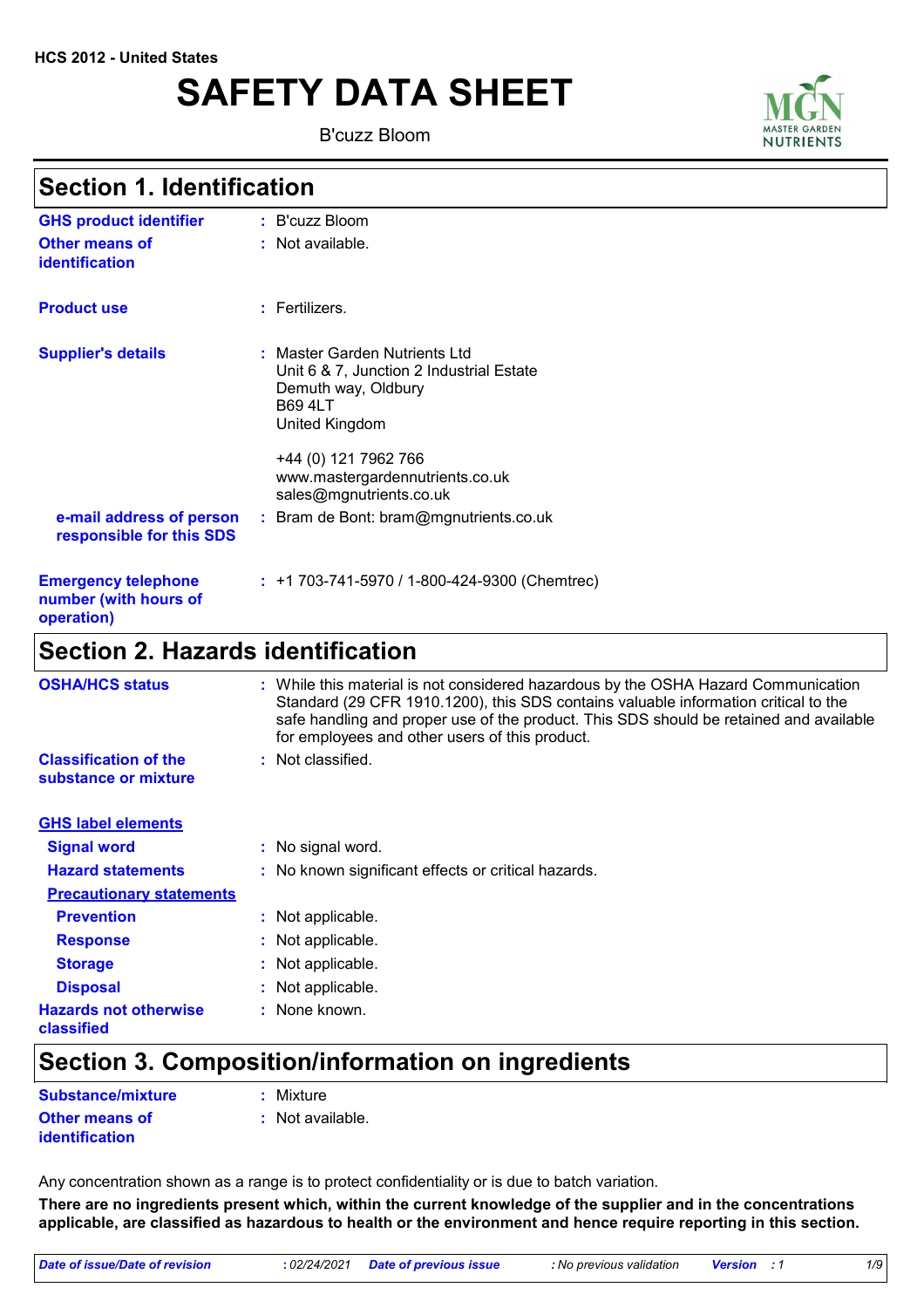HCS 2012 - United States

# SAFETY DATA SHEET

B'cuzz Bloom

## Section 1. Identification

**GHS product identifier** : B'cuzz Bloom

**Other means of identification** : Not available.

**Product use** : Fertilizers.

**Supplier's details** : Master Garden Nutrients Ltd
Unit 6 & 7, Junction 2 Industrial Estate
Demuth way, Oldbury
B69 4LT
United Kingdom

+44 (0) 121 7962 766
www.mastergardennutrients.co.uk
sales@mgnutrients.co.uk

**e-mail address of person responsible for this SDS** : Bram de Bont: bram@mgnutrients.co.uk

**Emergency telephone number (with hours of operation)** : +1 703-741-5970 / 1-800-424-9300 (Chemtrec)

## Section 2. Hazards identification

**OSHA/HCS status** : While this material is not considered hazardous by the OSHA Hazard Communication Standard (29 CFR 1910.1200), this SDS contains valuable information critical to the safe handling and proper use of the product. This SDS should be retained and available for employees and other users of this product.

**Classification of the substance or mixture** : Not classified.

**GHS label elements**

**Signal word** : No signal word.

**Hazard statements** : No known significant effects or critical hazards.

**Precautionary statements**

**Prevention** : Not applicable.

**Response** : Not applicable.

**Storage** : Not applicable.

**Disposal** : Not applicable.

**Hazards not otherwise classified** : None known.

## Section 3. Composition/information on ingredients

**Substance/mixture** : Mixture

**Other means of identification** : Not available.

Any concentration shown as a range is to protect confidentiality or is due to batch variation.

**There are no ingredients present which, within the current knowledge of the supplier and in the concentrations applicable, are classified as hazardous to health or the environment and hence require reporting in this section.**

*Date of issue/Date of revision* : 02/24/2021 *Date of previous issue* : No previous validation *Version* : 1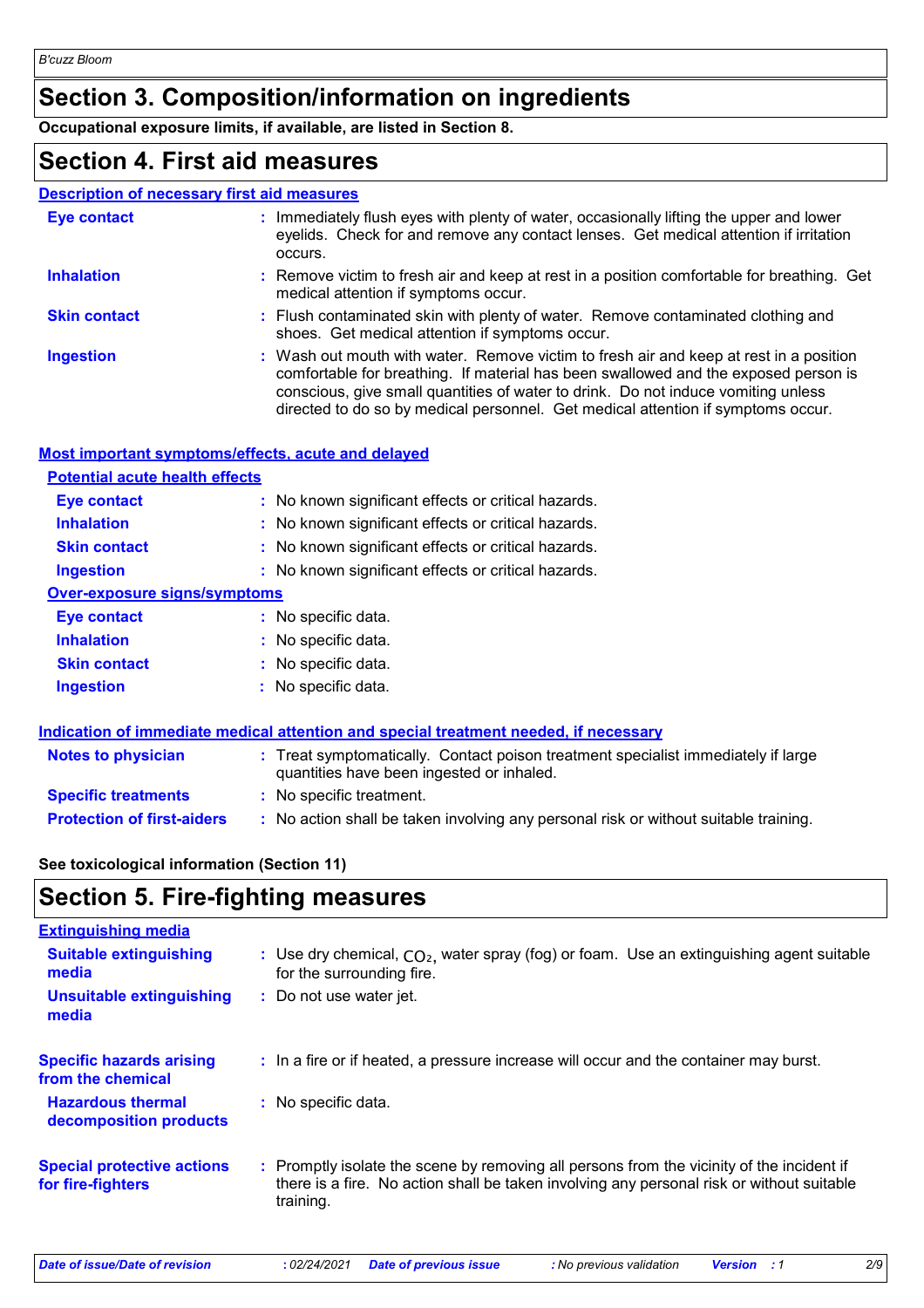# Section 3. Composition/information on ingredients

**Occupational exposure limits, if available, are listed in Section 8.**

# Section 4. First aid measures

## Description of necessary first aid measures

**Eye contact** : Immediately flush eyes with plenty of water, occasionally lifting the upper and lower eyelids. Check for and remove any contact lenses. Get medical attention if irritation occurs.

**Inhalation** : Remove victim to fresh air and keep at rest in a position comfortable for breathing. Get medical attention if symptoms occur.

**Skin contact** : Flush contaminated skin with plenty of water. Remove contaminated clothing and shoes. Get medical attention if symptoms occur.

**Ingestion** : Wash out mouth with water. Remove victim to fresh air and keep at rest in a position comfortable for breathing. If material has been swallowed and the exposed person is conscious, give small quantities of water to drink. Do not induce vomiting unless directed to do so by medical personnel. Get medical attention if symptoms occur.

## Most important symptoms/effects, acute and delayed

### Potential acute health effects

**Eye contact** : No known significant effects or critical hazards.

**Inhalation** : No known significant effects or critical hazards.

**Skin contact** : No known significant effects or critical hazards.

**Ingestion** : No known significant effects or critical hazards.

### Over-exposure signs/symptoms

**Eye contact** : No specific data.

**Inhalation** : No specific data.

**Skin contact** : No specific data.

**Ingestion** : No specific data.

## Indication of immediate medical attention and special treatment needed, if necessary

**Notes to physician** : Treat symptomatically. Contact poison treatment specialist immediately if large quantities have been ingested or inhaled.

**Specific treatments** : No specific treatment.

**Protection of first-aiders** : No action shall be taken involving any personal risk or without suitable training.

**See toxicological information (Section 11)**

# Section 5. Fire-fighting measures

## Extinguishing media

**Suitable extinguishing media** : Use dry chemical, $CO_2$, water spray (fog) or foam. Use an extinguishing agent suitable for the surrounding fire.

**Unsuitable extinguishing media** : Do not use water jet.

**Specific hazards arising from the chemical** : In a fire or if heated, a pressure increase will occur and the container may burst.

**Hazardous thermal decomposition products** : No specific data.

**Special protective actions for fire-fighters** : Promptly isolate the scene by removing all persons from the vicinity of the incident if there is a fire. No action shall be taken involving any personal risk or without suitable training.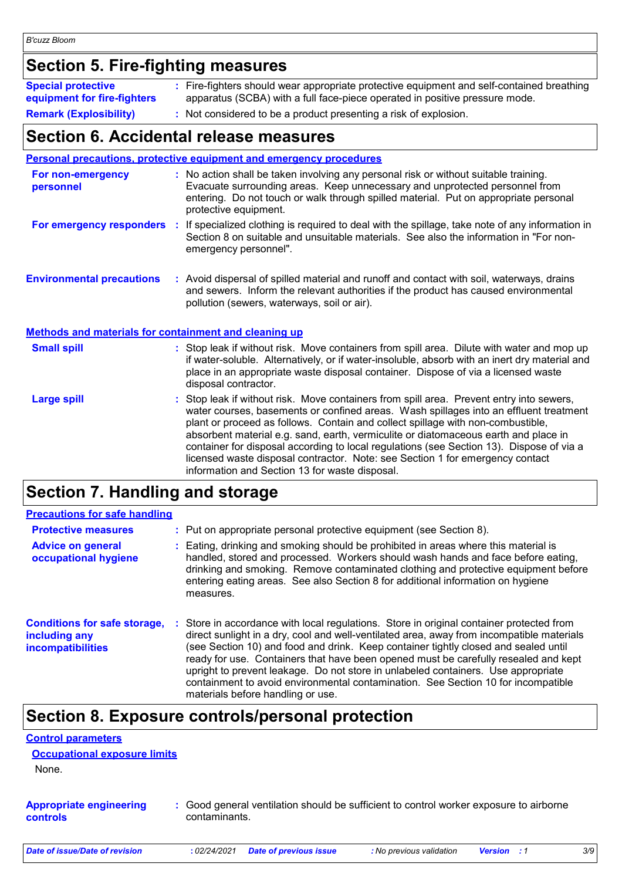## Section 5. Fire-fighting measures

| | |
|---|---|
| **Special protective equipment for fire-fighters** | Fire-fighters should wear appropriate protective equipment and self-contained breathing apparatus (SCBA) with a full face-piece operated in positive pressure mode. |
| **Remark (Explosibility)** | Not considered to be a product presenting a risk of explosion. |

## Section 6. Accidental release measures

### Personal precautions, protective equipment and emergency procedures

| | |
|---|---|
| **For non-emergency personnel** | No action shall be taken involving any personal risk or without suitable training. Evacuate surrounding areas. Keep unnecessary and unprotected personnel from entering. Do not touch or walk through spilled material. Put on appropriate personal protective equipment. |
| **For emergency responders** | If specialized clothing is required to deal with the spillage, take note of any information in Section 8 on suitable and unsuitable materials. See also the information in "For non-emergency personnel". |
| **Environmental precautions** | Avoid dispersal of spilled material and runoff and contact with soil, waterways, drains and sewers. Inform the relevant authorities if the product has caused environmental pollution (sewers, waterways, soil or air). |

### Methods and materials for containment and cleaning up

| | |
|---|---|
| **Small spill** | Stop leak if without risk. Move containers from spill area. Dilute with water and mop up if water-soluble. Alternatively, or if water-insoluble, absorb with an inert dry material and place in an appropriate waste disposal container. Dispose of via a licensed waste disposal contractor. |
| **Large spill** | Stop leak if without risk. Move containers from spill area. Prevent entry into sewers, water courses, basements or confined areas. Wash spillages into an effluent treatment plant or proceed as follows. Contain and collect spillage with non-combustible, absorbent material e.g. sand, earth, vermiculite or diatomaceous earth and place in container for disposal according to local regulations (see Section 13). Dispose of via a licensed waste disposal contractor. Note: see Section 1 for emergency contact information and Section 13 for waste disposal. |

## Section 7. Handling and storage

### Precautions for safe handling

| | |
|---|---|
| **Protective measures** | Put on appropriate personal protective equipment (see Section 8). |
| **Advice on general occupational hygiene** | Eating, drinking and smoking should be prohibited in areas where this material is handled, stored and processed. Workers should wash hands and face before eating, drinking and smoking. Remove contaminated clothing and protective equipment before entering eating areas. See also Section 8 for additional information on hygiene measures. |
| **Conditions for safe storage, including any incompatibilities** | Store in accordance with local regulations. Store in original container protected from direct sunlight in a dry, cool and well-ventilated area, away from incompatible materials (see Section 10) and food and drink. Keep container tightly closed and sealed until ready for use. Containers that have been opened must be carefully resealed and kept upright to prevent leakage. Do not store in unlabeled containers. Use appropriate containment to avoid environmental contamination. See Section 10 for incompatible materials before handling or use. |

## Section 8. Exposure controls/personal protection

### Control parameters

#### Occupational exposure limits

None.

| | |
|---|---|
| **Appropriate engineering controls** | Good general ventilation should be sufficient to control worker exposure to airborne contaminants. |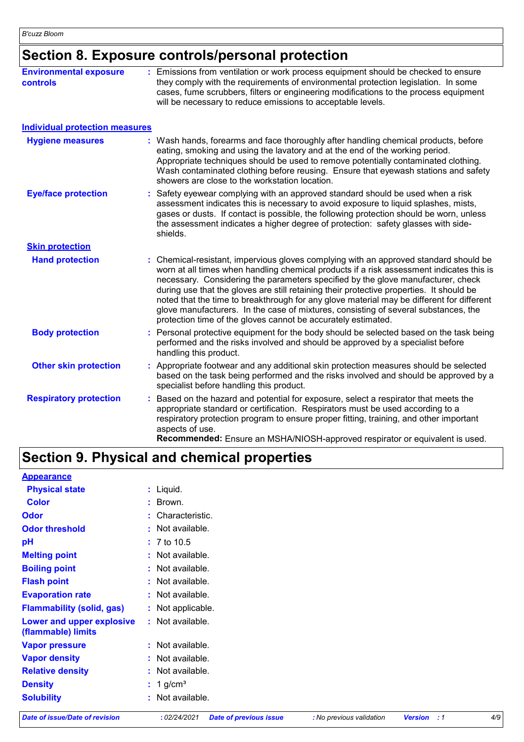## Section 8. Exposure controls/personal protection

**Environmental exposure controls** : Emissions from ventilation or work process equipment should be checked to ensure they comply with the requirements of environmental protection legislation. In some cases, fume scrubbers, filters or engineering modifications to the process equipment will be necessary to reduce emissions to acceptable levels.

### Individual protection measures

**Hygiene measures** : Wash hands, forearms and face thoroughly after handling chemical products, before eating, smoking and using the lavatory and at the end of the working period. Appropriate techniques should be used to remove potentially contaminated clothing. Wash contaminated clothing before reusing. Ensure that eyewash stations and safety showers are close to the workstation location.

**Eye/face protection** : Safety eyewear complying with an approved standard should be used when a risk assessment indicates this is necessary to avoid exposure to liquid splashes, mists, gases or dusts. If contact is possible, the following protection should be worn, unless the assessment indicates a higher degree of protection: safety glasses with side-shields.

**Skin protection**

**Hand protection** : Chemical-resistant, impervious gloves complying with an approved standard should be worn at all times when handling chemical products if a risk assessment indicates this is necessary. Considering the parameters specified by the glove manufacturer, check during use that the gloves are still retaining their protective properties. It should be noted that the time to breakthrough for any glove material may be different for different glove manufacturers. In the case of mixtures, consisting of several substances, the protection time of the gloves cannot be accurately estimated.

**Body protection** : Personal protective equipment for the body should be selected based on the task being performed and the risks involved and should be approved by a specialist before handling this product.

**Other skin protection** : Appropriate footwear and any additional skin protection measures should be selected based on the task being performed and the risks involved and should be approved by a specialist before handling this product.

**Respiratory protection** : Based on the hazard and potential for exposure, select a respirator that meets the appropriate standard or certification. Respirators must be used according to a respiratory protection program to ensure proper fitting, training, and other important aspects of use.
**Recommended:** Ensure an MSHA/NIOSH-approved respirator or equivalent is used.

## Section 9. Physical and chemical properties

**Appearance**

**Physical state** : Liquid.

**Color** : Brown.

**Odor** : Characteristic.

**Odor threshold** : Not available.

**pH** : 7 to 10.5

**Melting point** : Not available.

**Boiling point** : Not available.

**Flash point** : Not available.

**Evaporation rate** : Not available.

**Flammability (solid, gas)** : Not applicable.

**Lower and upper explosive (flammable) limits** : Not available.

**Vapor pressure** : Not available.

**Vapor density** : Not available.

**Relative density** : Not available.

**Density** : 1 g/cm³

**Solubility** : Not available.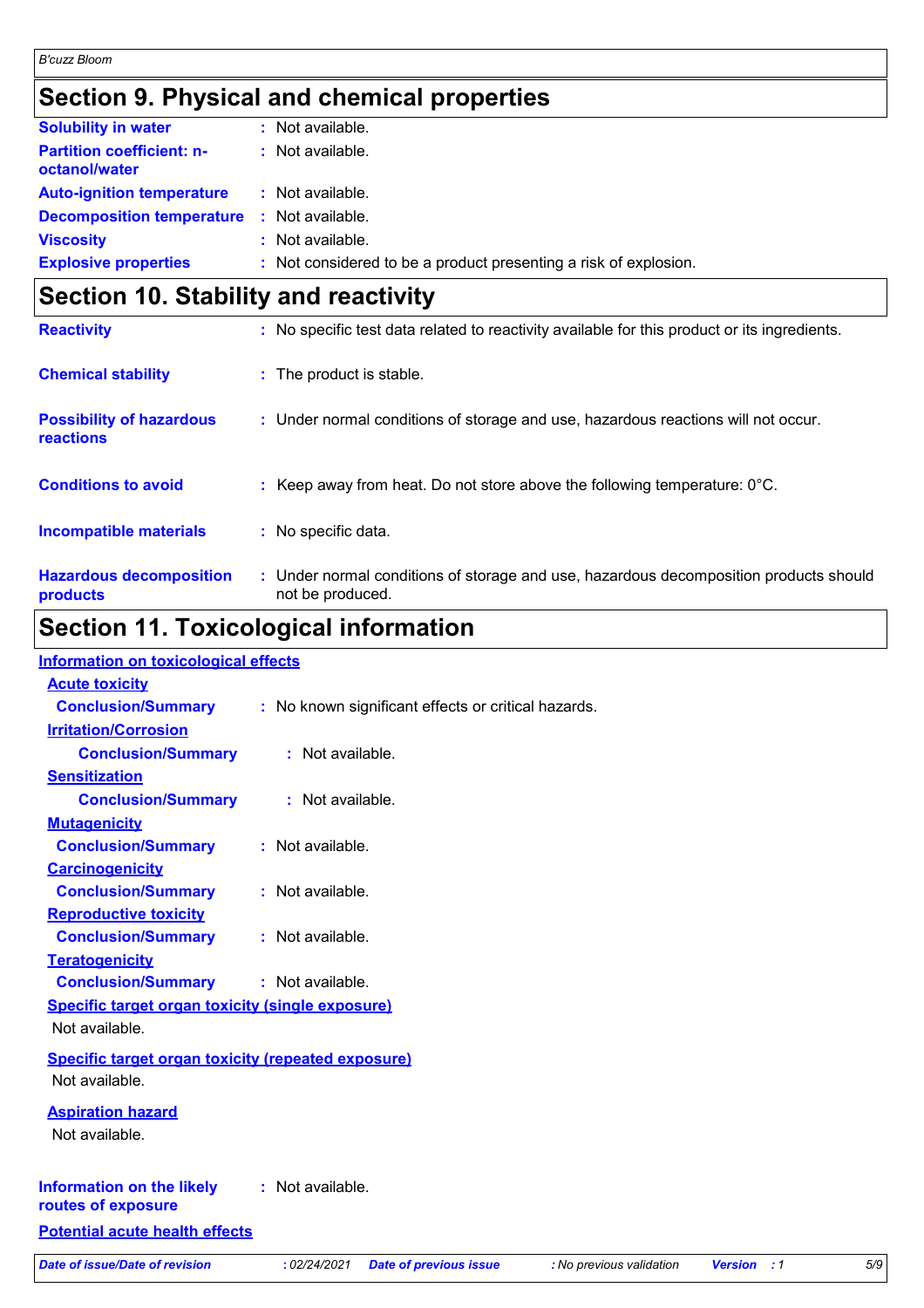## Section 9. Physical and chemical properties

| | |
|---|---|
| **Solubility in water** | : Not available. |
| **Partition coefficient: n-octanol/water** | : Not available. |
| **Auto-ignition temperature** | : Not available. |
| **Decomposition temperature** | : Not available. |
| **Viscosity** | : Not available. |
| **Explosive properties** | : Not considered to be a product presenting a risk of explosion. |

## Section 10. Stability and reactivity

| | |
|---|---|
| **Reactivity** | : No specific test data related to reactivity available for this product or its ingredients. |
| **Chemical stability** | : The product is stable. |
| **Possibility of hazardous reactions** | : Under normal conditions of storage and use, hazardous reactions will not occur. |
| **Conditions to avoid** | : Keep away from heat. Do not store above the following temperature: 0°C. |
| **Incompatible materials** | : No specific data. |
| **Hazardous decomposition products** | : Under normal conditions of storage and use, hazardous decomposition products should not be produced. |

## Section 11. Toxicological information

**Information on toxicological effects**

**Acute toxicity**

**Conclusion/Summary** : No known significant effects or critical hazards.

**Irritation/Corrosion**

**Conclusion/Summary** : Not available.

**Sensitization**

**Conclusion/Summary** : Not available.

**Mutagenicity**

**Conclusion/Summary** : Not available.

**Carcinogenicity**

**Conclusion/Summary** : Not available.

**Reproductive toxicity**

**Conclusion/Summary** : Not available.

**Teratogenicity**

**Conclusion/Summary** : Not available.

**Specific target organ toxicity (single exposure)**

Not available.

**Specific target organ toxicity (repeated exposure)**

Not available.

**Aspiration hazard**

Not available.

**Information on the likely routes of exposure** : Not available.

**Potential acute health effects**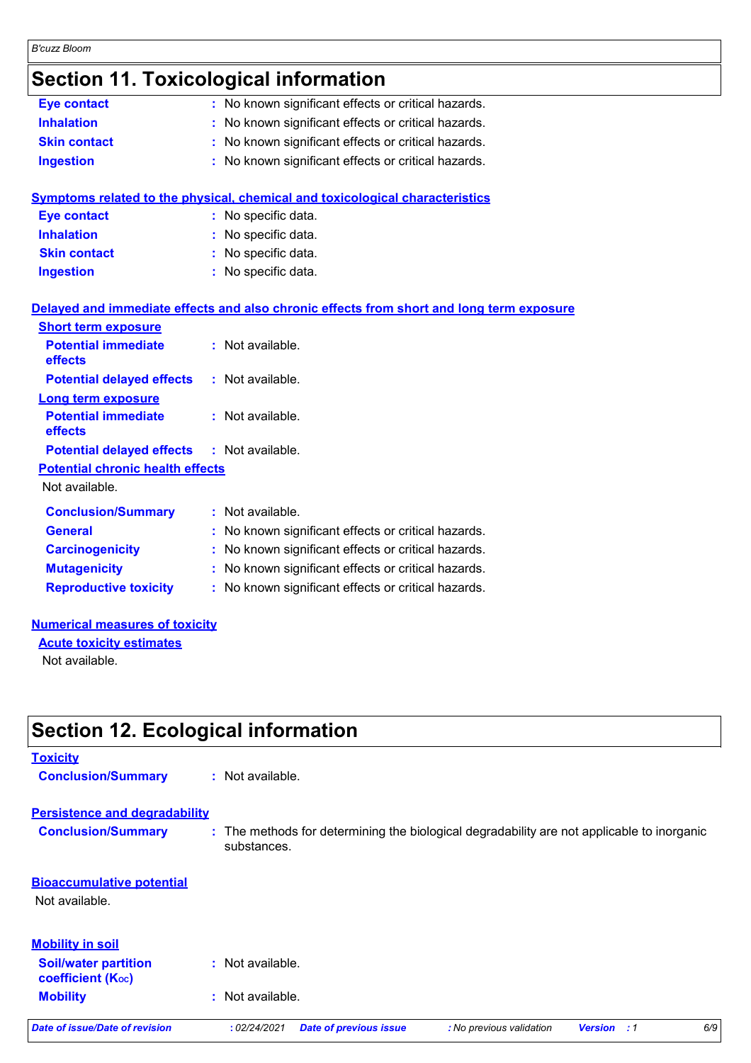## Section 11. Toxicological information

**Eye contact** : No known significant effects or critical hazards.
**Inhalation** : No known significant effects or critical hazards.
**Skin contact** : No known significant effects or critical hazards.
**Ingestion** : No known significant effects or critical hazards.

**Symptoms related to the physical, chemical and toxicological characteristics**

**Eye contact** : No specific data.
**Inhalation** : No specific data.
**Skin contact** : No specific data.
**Ingestion** : No specific data.

**Delayed and immediate effects and also chronic effects from short and long term exposure**

**Short term exposure**

**Potential immediate effects** : Not available.
**Potential delayed effects** : Not available.

**Long term exposure**

**Potential immediate effects** : Not available.
**Potential delayed effects** : Not available.

**Potential chronic health effects**

Not available.

**Conclusion/Summary** : Not available.
**General** : No known significant effects or critical hazards.
**Carcinogenicity** : No known significant effects or critical hazards.
**Mutagenicity** : No known significant effects or critical hazards.
**Reproductive toxicity** : No known significant effects or critical hazards.

**Numerical measures of toxicity**

**Acute toxicity estimates**

Not available.

## Section 12. Ecological information

**Toxicity**

**Conclusion/Summary** : Not available.

**Persistence and degradability**

**Conclusion/Summary** : The methods for determining the biological degradability are not applicable to inorganic substances.

**Bioaccumulative potential**

Not available.

**Mobility in soil**

**Soil/water partition coefficient ($K_{OC}$)** : Not available.
**Mobility** : Not available.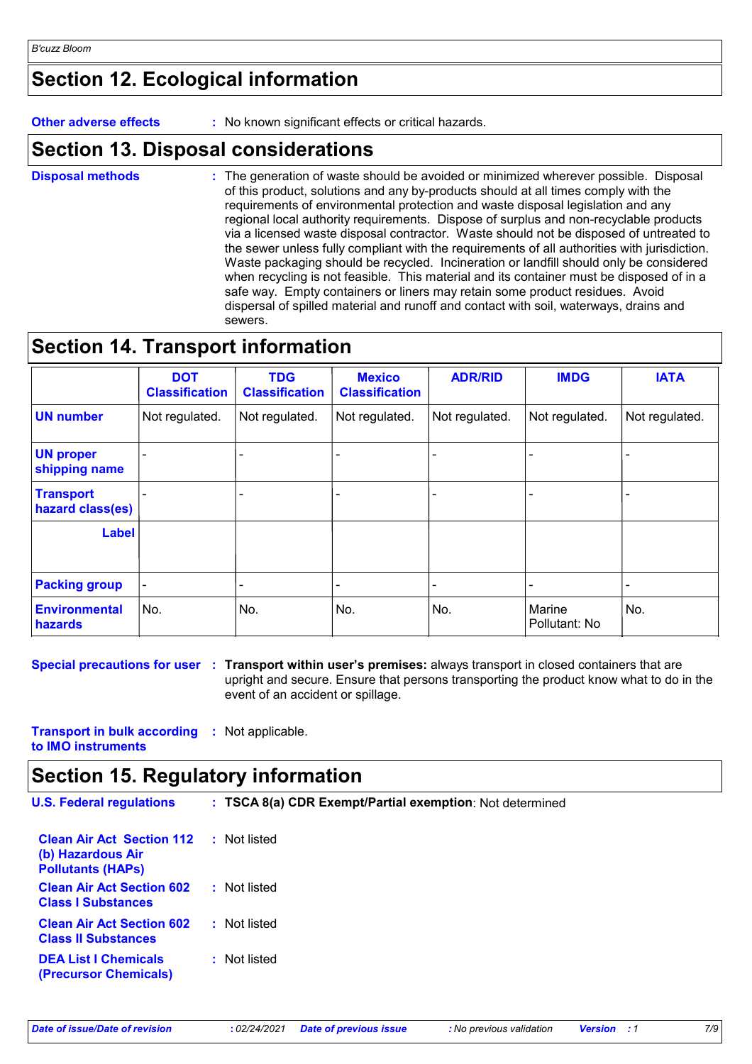## Section 12. Ecological information

**Other adverse effects** : No known significant effects or critical hazards.

## Section 13. Disposal considerations

**Disposal methods** : The generation of waste should be avoided or minimized wherever possible. Disposal of this product, solutions and any by-products should at all times comply with the requirements of environmental protection and waste disposal legislation and any regional local authority requirements. Dispose of surplus and non-recyclable products via a licensed waste disposal contractor. Waste should not be disposed of untreated to the sewer unless fully compliant with the requirements of all authorities with jurisdiction. Waste packaging should be recycled. Incineration or landfill should only be considered when recycling is not feasible. This material and its container must be disposed of in a safe way. Empty containers or liners may retain some product residues. Avoid dispersal of spilled material and runoff and contact with soil, waterways, drains and sewers.

## Section 14. Transport information

| | DOT Classification | TDG Classification | Mexico Classification | ADR/RID | IMDG | IATA |
|---|---|---|---|---|---|---|
| **UN number** | Not regulated. | Not regulated. | Not regulated. | Not regulated. | Not regulated. | Not regulated. |
| **UN proper shipping name** | - | - | - | - | - | - |
| **Transport hazard class(es)** | - | - | - | - | - | - |
| **Label** | | | | | | |
| **Packing group** | - | - | - | - | - | - |
| **Environmental hazards** | No. | No. | No. | No. | Marine Pollutant: No | No. |

**Special precautions for user** : **Transport within user's premises:** always transport in closed containers that are upright and secure. Ensure that persons transporting the product know what to do in the event of an accident or spillage.

**Transport in bulk according to IMO instruments** : Not applicable.

## Section 15. Regulatory information

**U.S. Federal regulations** : **TSCA 8(a) CDR Exempt/Partial exemption**: Not determined

**Clean Air Act Section 112 (b) Hazardous Air Pollutants (HAPs)** : Not listed

**Clean Air Act Section 602 Class I Substances** : Not listed

**Clean Air Act Section 602 Class II Substances** : Not listed

**DEA List I Chemicals (Precursor Chemicals)** : Not listed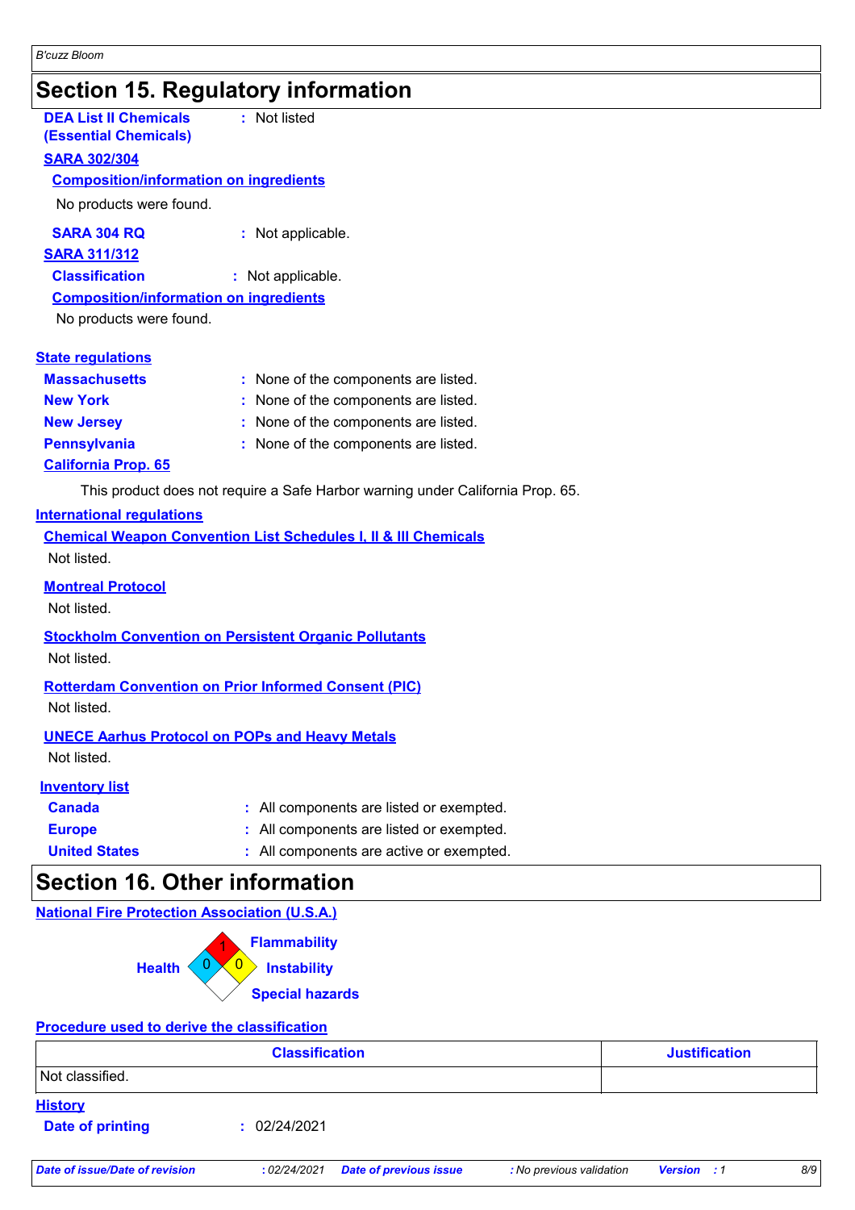# Section 15. Regulatory information

**DEA List II Chemicals (Essential Chemicals)** : Not listed

**SARA 302/304**

**Composition/information on ingredients**

No products were found.

**SARA 304 RQ** : Not applicable.

**SARA 311/312**

**Classification** : Not applicable.

**Composition/information on ingredients**

No products were found.

**State regulations**

**Massachusetts** : None of the components are listed.

**New York** : None of the components are listed.

**New Jersey** : None of the components are listed.

**Pennsylvania** : None of the components are listed.

**California Prop. 65**

This product does not require a Safe Harbor warning under California Prop. 65.

**International regulations**

**Chemical Weapon Convention List Schedules I, II & III Chemicals**

Not listed.

**Montreal Protocol**

Not listed.

**Stockholm Convention on Persistent Organic Pollutants**

Not listed.

**Rotterdam Convention on Prior Informed Consent (PIC)**

Not listed.

**UNECE Aarhus Protocol on POPs and Heavy Metals**

Not listed.

**Inventory list**

**Canada** : All components are listed or exempted.

**Europe** : All components are listed or exempted.

**United States** : All components are active or exempted.

# Section 16. Other information

**National Fire Protection Association (U.S.A.)**

**Health**: 0
**Flammability**: 1
**Instability**: 0
**Special hazards**:

**Procedure used to derive the classification**

| Classification | Justification |
|---|---|
| Not classified. | |

**History**

**Date of printing** : 02/24/2021

*Date of issue/Date of revision : 02/24/2021 Date of previous issue : No previous validation Version : 1*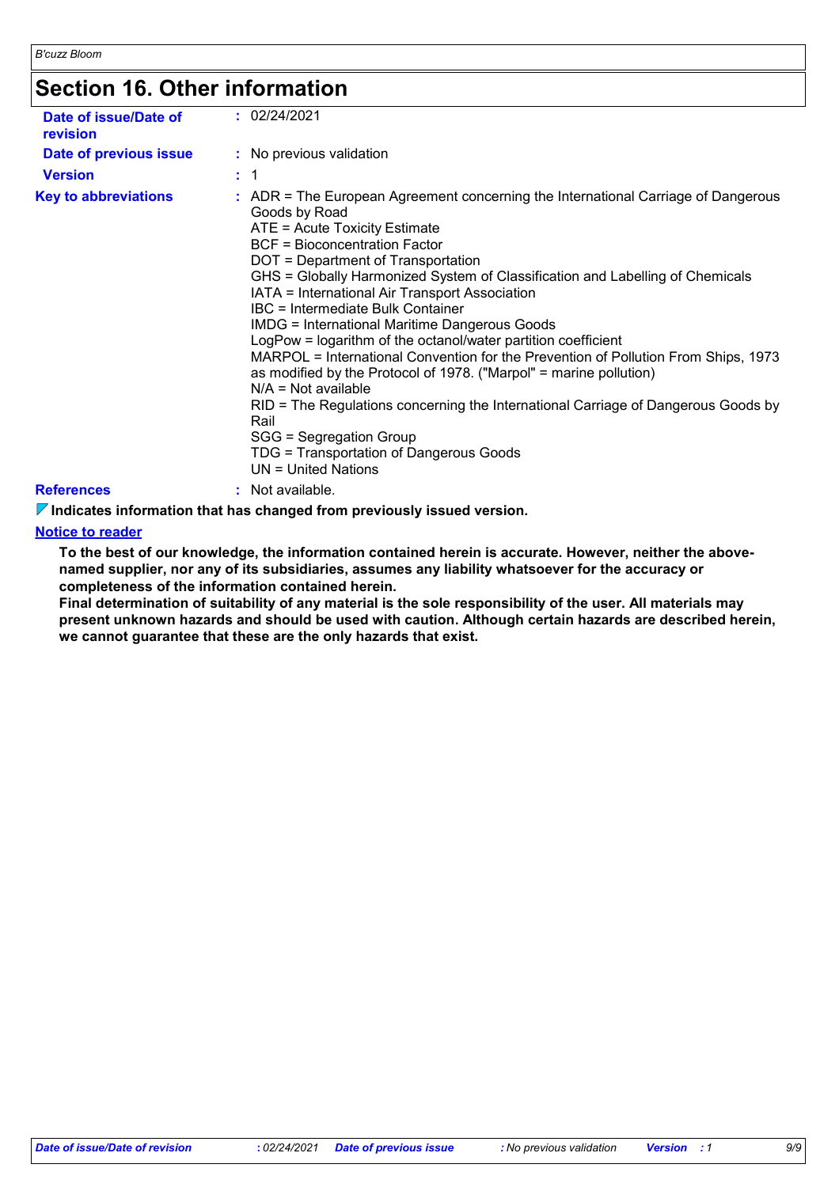# Section 16. Other information

| | |
|---|---|
| **Date of issue/Date of revision** | : 02/24/2021 |
| **Date of previous issue** | : No previous validation |
| **Version** | : 1 |

**Key to abbreviations** :
ADR = The European Agreement concerning the International Carriage of Dangerous Goods by Road
ATE = Acute Toxicity Estimate
BCF = Bioconcentration Factor
DOT = Department of Transportation
GHS = Globally Harmonized System of Classification and Labelling of Chemicals
IATA = International Air Transport Association
IBC = Intermediate Bulk Container
IMDG = International Maritime Dangerous Goods
LogPow = logarithm of the octanol/water partition coefficient
MARPOL = International Convention for the Prevention of Pollution From Ships, 1973 as modified by the Protocol of 1978. ("Marpol" = marine pollution)
N/A = Not available
RID = The Regulations concerning the International Carriage of Dangerous Goods by Rail
SGG = Segregation Group
TDG = Transportation of Dangerous Goods
UN = United Nations

**References** : Not available.

**Indicates information that has changed from previously issued version.**

**Notice to reader**

**To the best of our knowledge, the information contained herein is accurate. However, neither the above-named supplier, nor any of its subsidiaries, assumes any liability whatsoever for the accuracy or completeness of the information contained herein.**
**Final determination of suitability of any material is the sole responsibility of the user. All materials may present unknown hazards and should be used with caution. Although certain hazards are described herein, we cannot guarantee that these are the only hazards that exist.**